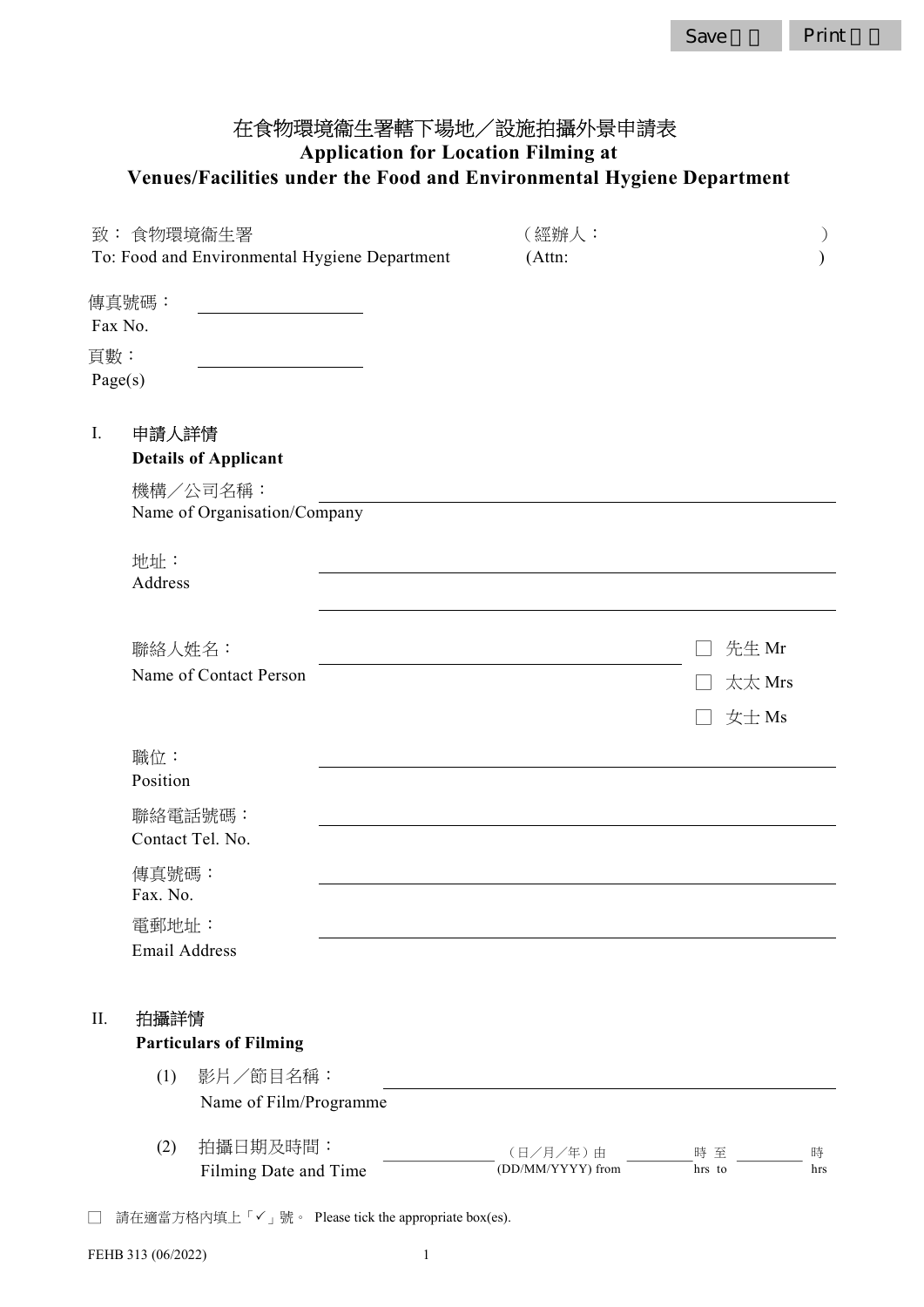# 在食物環境衞生署轄下場地／設施拍攝外景申請表
# Application for Location Filming at Venues/Facilities under the Food and Environmental Hygiene Department

致： 食物環境衞生署 （經辦人： ）
To: Food and Environmental Hygiene Department (Attn: )

傳真號碼：
Fax No. ________________

頁數：
Page(s) ________________

## I. 申請人詳情 Details of Applicant

機構／公司名稱：
Name of Organisation/Company ________________

地址：
Address ________________

________________

聯絡人姓名：
Name of Contact Person ________________ ☐ 先生 Mr ☐ 太太 Mrs ☐ 女士 Ms

職位：
Position ________________

聯絡電話號碼：
Contact Tel. No. ________________

傳真號碼：
Fax. No. ________________

電郵地址：
Email Address ________________

## II. 拍攝詳情 Particulars of Filming

(1) 影片／節目名稱：
Name of Film/Programme ________________

(2) 拍攝日期及時間：
Filming Date and Time ________ （日／月／年）由 (DD/MM/YYYY) from ________ 時至 hrs to ________ 時 hrs

☐ 請在適當方格內填上「✓」號。 Please tick the appropriate box(es).

FEHB 313 (06/2022)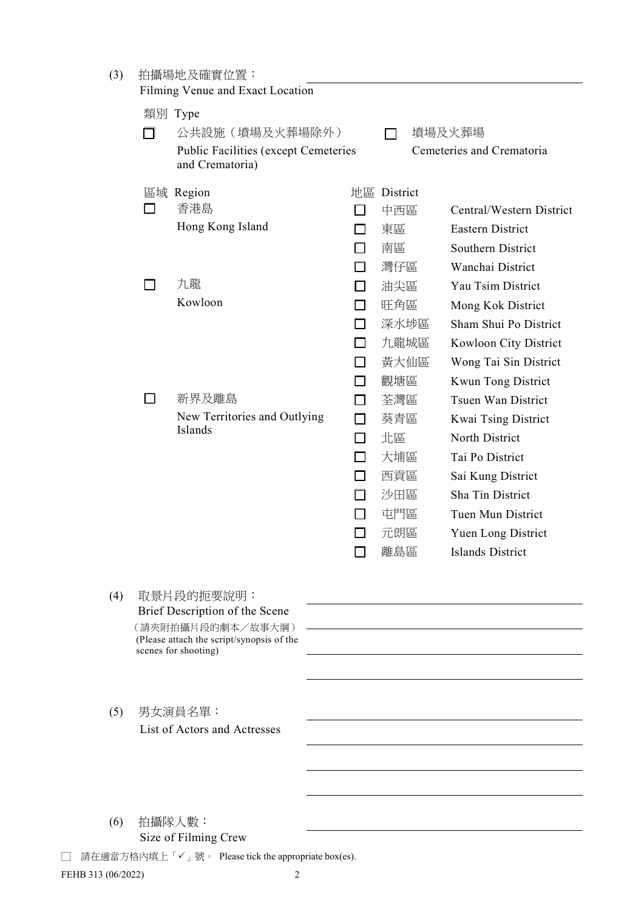(3) 拍攝場地及確實位置：
Filming Venue and Exact Location

類別 Type

☐ 公共設施（墳場及火葬場除外）
Public Facilities (except Cemeteries and Crematoria)

☐ 墳場及火葬場
Cemeteries and Crematoria

| 區域 Region | | 地區 District | | |
|---|---|---|---|---|
| ☐ | 香港島 Hong Kong Island | ☐ | 中西區 | Central/Western District |
| | | ☐ | 東區 | Eastern District |
| | | ☐ | 南區 | Southern District |
| | | ☐ | 灣仔區 | Wanchai District |
| ☐ | 九龍 Kowloon | ☐ | 油尖區 | Yau Tsim District |
| | | ☐ | 旺角區 | Mong Kok District |
| | | ☐ | 深水埗區 | Sham Shui Po District |
| | | ☐ | 九龍城區 | Kowloon City District |
| | | ☐ | 黃大仙區 | Wong Tai Sin District |
| | | ☐ | 觀塘區 | Kwun Tong District |
| ☐ | 新界及離島 New Territories and Outlying Islands | ☐ | 荃灣區 | Tsuen Wan District |
| | | ☐ | 葵青區 | Kwai Tsing District |
| | | ☐ | 北區 | North District |
| | | ☐ | 大埔區 | Tai Po District |
| | | ☐ | 西貢區 | Sai Kung District |
| | | ☐ | 沙田區 | Sha Tin District |
| | | ☐ | 屯門區 | Tuen Mun District |
| | | ☐ | 元朗區 | Yuen Long District |
| | | ☐ | 離島區 | Islands District |

(4) 取景片段的扼要說明：
Brief Description of the Scene
（請夾附拍攝片段的劇本／故事大綱）
(Please attach the script/synopsis of the scenes for shooting)

(5) 男女演員名單：
List of Actors and Actresses

(6) 拍攝隊人數：
Size of Filming Crew

☐ 請在適當方格內填上「✓」號。 Please tick the appropriate box(es).

FEHB 313 (06/2022)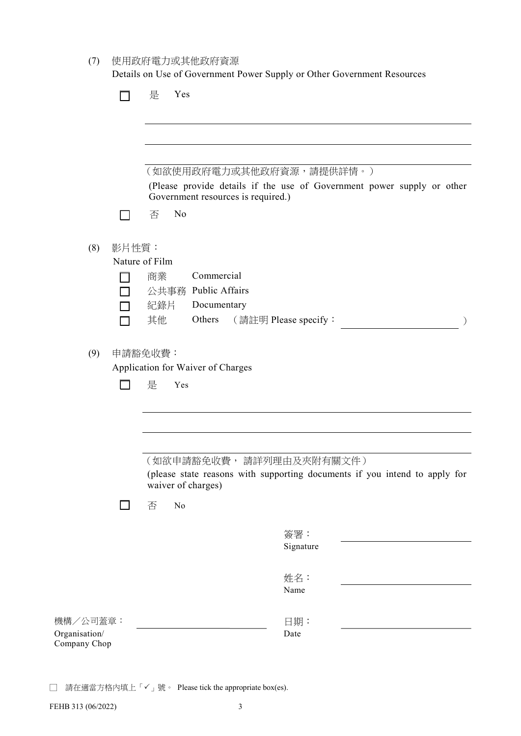(7) 使用政府電力或其他政府資源
Details on Use of Government Power Supply or Other Government Resources

☐ 是 Yes

\_\_\_\_\_\_\_\_\_\_\_\_\_\_\_\_\_\_\_\_\_\_\_\_\_\_\_\_\_\_\_\_\_\_\_\_\_\_\_\_

\_\_\_\_\_\_\_\_\_\_\_\_\_\_\_\_\_\_\_\_\_\_\_\_\_\_\_\_\_\_\_\_\_\_\_\_\_\_\_\_

\_\_\_\_\_\_\_\_\_\_\_\_\_\_\_\_\_\_\_\_\_\_\_\_\_\_\_\_\_\_\_\_\_\_\_\_\_\_\_\_

（如欲使用政府電力或其他政府資源，請提供詳情。）
(Please provide details if the use of Government power supply or other Government resources is required.)

☐ 否 No

(8) 影片性質：
Nature of Film

☐ 商業 Commercial
☐ 公共事務 Public Affairs
☐ 紀錄片 Documentary
☐ 其他 Others （請註明 Please specify： \_\_\_\_\_\_\_\_\_\_\_\_\_\_\_\_\_\_\_\_ ）

(9) 申請豁免收費：
Application for Waiver of Charges

☐ 是 Yes

\_\_\_\_\_\_\_\_\_\_\_\_\_\_\_\_\_\_\_\_\_\_\_\_\_\_\_\_\_\_\_\_\_\_\_\_\_\_\_\_

\_\_\_\_\_\_\_\_\_\_\_\_\_\_\_\_\_\_\_\_\_\_\_\_\_\_\_\_\_\_\_\_\_\_\_\_\_\_\_\_

\_\_\_\_\_\_\_\_\_\_\_\_\_\_\_\_\_\_\_\_\_\_\_\_\_\_\_\_\_\_\_\_\_\_\_\_\_\_\_\_

（如欲申請豁免收費， 請詳列理由及夾附有關文件）
(please state reasons with supporting documents if you intend to apply for waiver of charges)

☐ 否 No

簽署：
Signature \_\_\_\_\_\_\_\_\_\_\_\_\_\_\_\_\_\_\_\_

姓名：
Name \_\_\_\_\_\_\_\_\_\_\_\_\_\_\_\_\_\_\_\_

機構／公司蓋章：
Organisation/
Company Chop \_\_\_\_\_\_\_\_\_\_\_\_\_\_\_\_\_\_\_\_

日期：
Date \_\_\_\_\_\_\_\_\_\_\_\_\_\_\_\_\_\_\_\_

☐ 請在適當方格內填上「✓」號。 Please tick the appropriate box(es).

FEHB 313 (06/2022)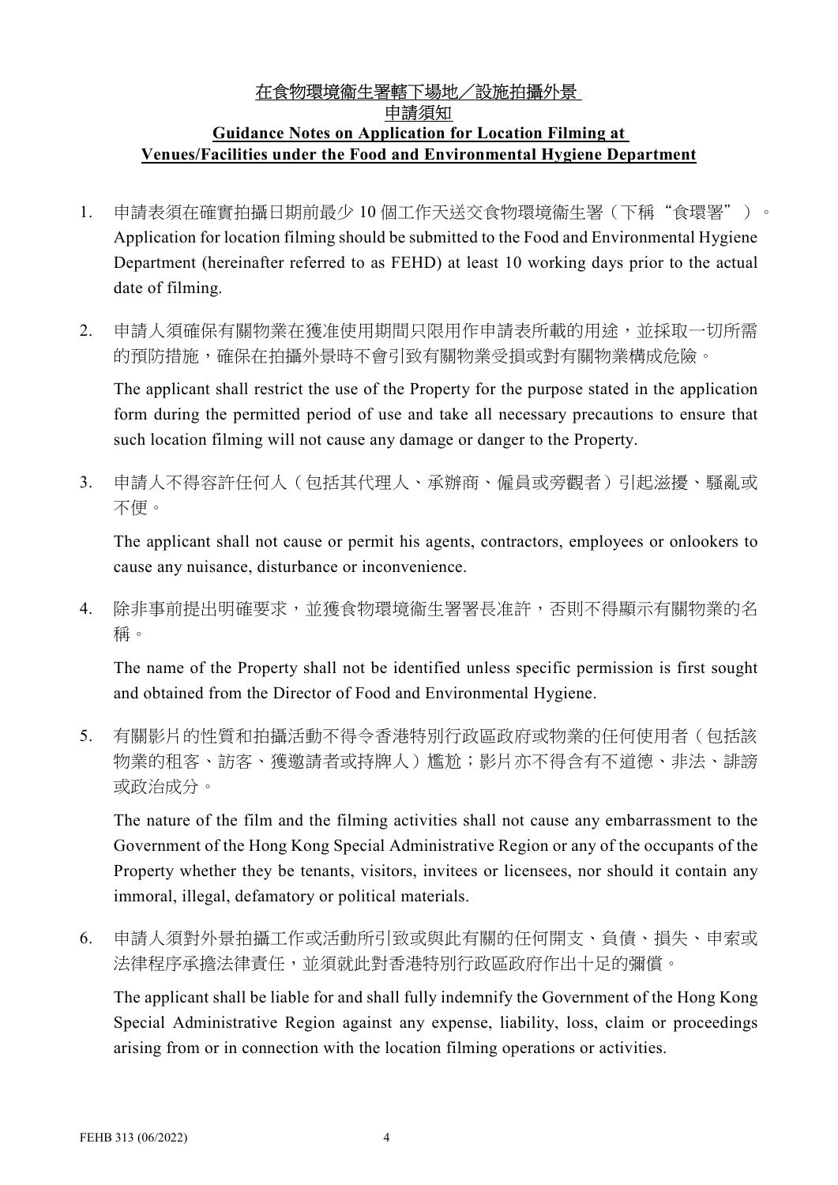# 在食物環境衞生署轄下場地／設施拍攝外景

## 申請須知

## Guidance Notes on Application for Location Filming at Venues/Facilities under the Food and Environmental Hygiene Department

1. 申請表須在確實拍攝日期前最少 10 個工作天送交食物環境衞生署（下稱“食環署”）。
   Application for location filming should be submitted to the Food and Environmental Hygiene Department (hereinafter referred to as FEHD) at least 10 working days prior to the actual date of filming.

2. 申請人須確保有關物業在獲准使用期間只限用作申請表所載的用途，並採取一切所需的預防措施，確保在拍攝外景時不會引致有關物業受損或對有關物業構成危險。

   The applicant shall restrict the use of the Property for the purpose stated in the application form during the permitted period of use and take all necessary precautions to ensure that such location filming will not cause any damage or danger to the Property.

3. 申請人不得容許任何人（包括其代理人、承辦商、僱員或旁觀者）引起滋擾、騷亂或不便。

   The applicant shall not cause or permit his agents, contractors, employees or onlookers to cause any nuisance, disturbance or inconvenience.

4. 除非事前提出明確要求，並獲食物環境衞生署署長准許，否則不得顯示有關物業的名稱。

   The name of the Property shall not be identified unless specific permission is first sought and obtained from the Director of Food and Environmental Hygiene.

5. 有關影片的性質和拍攝活動不得令香港特別行政區政府或物業的任何使用者（包括該物業的租客、訪客、獲邀請者或持牌人）尷尬；影片亦不得含有不道德、非法、誹謗或政治成分。

   The nature of the film and the filming activities shall not cause any embarrassment to the Government of the Hong Kong Special Administrative Region or any of the occupants of the Property whether they be tenants, visitors, invitees or licensees, nor should it contain any immoral, illegal, defamatory or political materials.

6. 申請人須對外景拍攝工作或活動所引致或與此有關的任何開支、負債、損失、申索或法律程序承擔法律責任，並須就此對香港特別行政區政府作出十足的彌償。

   The applicant shall be liable for and shall fully indemnify the Government of the Hong Kong Special Administrative Region against any expense, liability, loss, claim or proceedings arising from or in connection with the location filming operations or activities.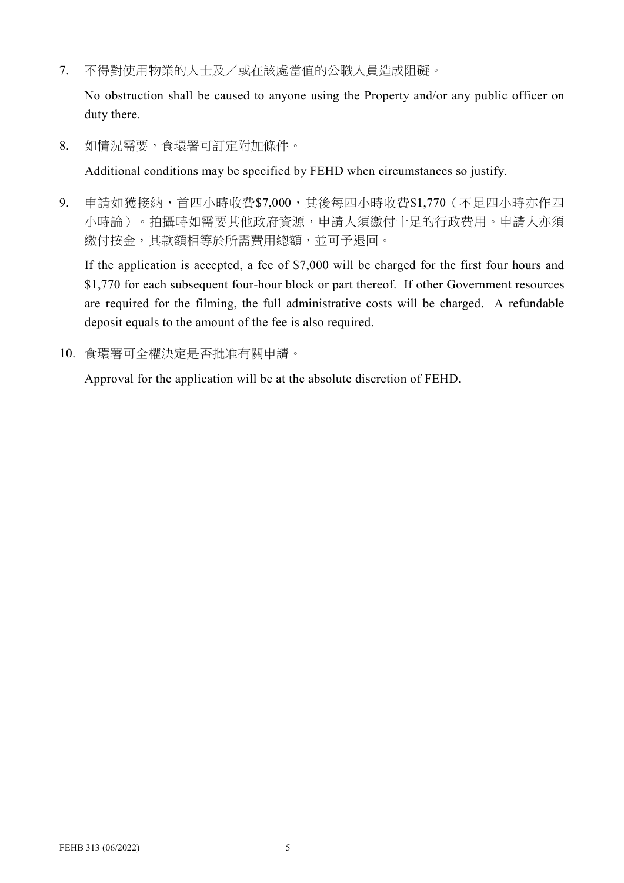7. 不得對使用物業的人士及／或在該處當值的公職人員造成阻礙。

   No obstruction shall be caused to anyone using the Property and/or any public officer on duty there.

8. 如情況需要，食環署可訂定附加條件。

   Additional conditions may be specified by FEHD when circumstances so justify.

9. 申請如獲接納，首四小時收費$7,000，其後每四小時收費$1,770（不足四小時亦作四小時論）。拍攝時如需要其他政府資源，申請人須繳付十足的行政費用。申請人亦須繳付按金，其款額相等於所需費用總額，並可予退回。

   If the application is accepted, a fee of $7,000 will be charged for the first four hours and $1,770 for each subsequent four-hour block or part thereof. If other Government resources are required for the filming, the full administrative costs will be charged. A refundable deposit equals to the amount of the fee is also required.

10. 食環署可全權決定是否批准有關申請。

    Approval for the application will be at the absolute discretion of FEHD.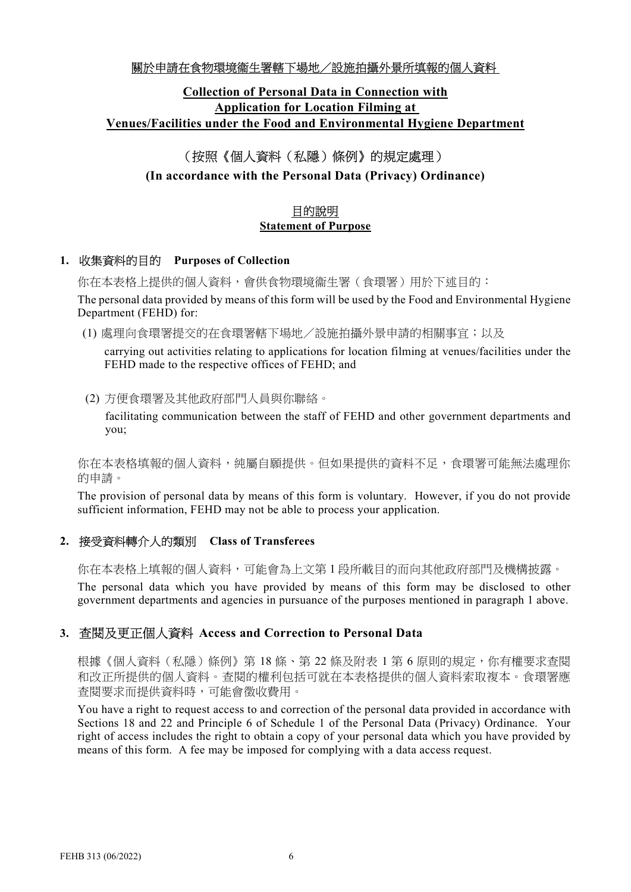關於申請在食物環境衞生署轄下場地／設施拍攝外景所填報的個人資料

**Collection of Personal Data in Connection with Application for Location Filming at Venues/Facilities under the Food and Environmental Hygiene Department**

（按照《個人資料（私隱）條例》的規定處理）

**(In accordance with the Personal Data (Privacy) Ordinance)**

## 目的說明
## Statement of Purpose

### 1. 收集資料的目的 Purposes of Collection

你在本表格上提供的個人資料，會供食物環境衞生署（食環署）用於下述目的：

The personal data provided by means of this form will be used by the Food and Environmental Hygiene Department (FEHD) for:

(1) 處理向食環署提交的在食環署轄下場地／設施拍攝外景申請的相關事宜；以及

carrying out activities relating to applications for location filming at venues/facilities under the FEHD made to the respective offices of FEHD; and

(2) 方便食環署及其他政府部門人員與你聯絡。

facilitating communication between the staff of FEHD and other government departments and you;

你在本表格填報的個人資料，純屬自願提供。但如果提供的資料不足，食環署可能無法處理你的申請。

The provision of personal data by means of this form is voluntary. However, if you do not provide sufficient information, FEHD may not be able to process your application.

### 2. 接受資料轉介人的類別 Class of Transferees

你在本表格上填報的個人資料，可能會為上文第 1 段所載目的而向其他政府部門及機構披露。

The personal data which you have provided by means of this form may be disclosed to other government departments and agencies in pursuance of the purposes mentioned in paragraph 1 above.

### 3. 查閱及更正個人資料 Access and Correction to Personal Data

根據《個人資料（私隱）條例》第 18 條、第 22 條及附表 1 第 6 原則的規定，你有權要求查閱和改正所提供的個人資料。查閱的權利包括可就在本表格提供的個人資料索取複本。食環署應查閱要求而提供資料時，可能會徵收費用。

You have a right to request access to and correction of the personal data provided in accordance with Sections 18 and 22 and Principle 6 of Schedule 1 of the Personal Data (Privacy) Ordinance. Your right of access includes the right to obtain a copy of your personal data which you have provided by means of this form. A fee may be imposed for complying with a data access request.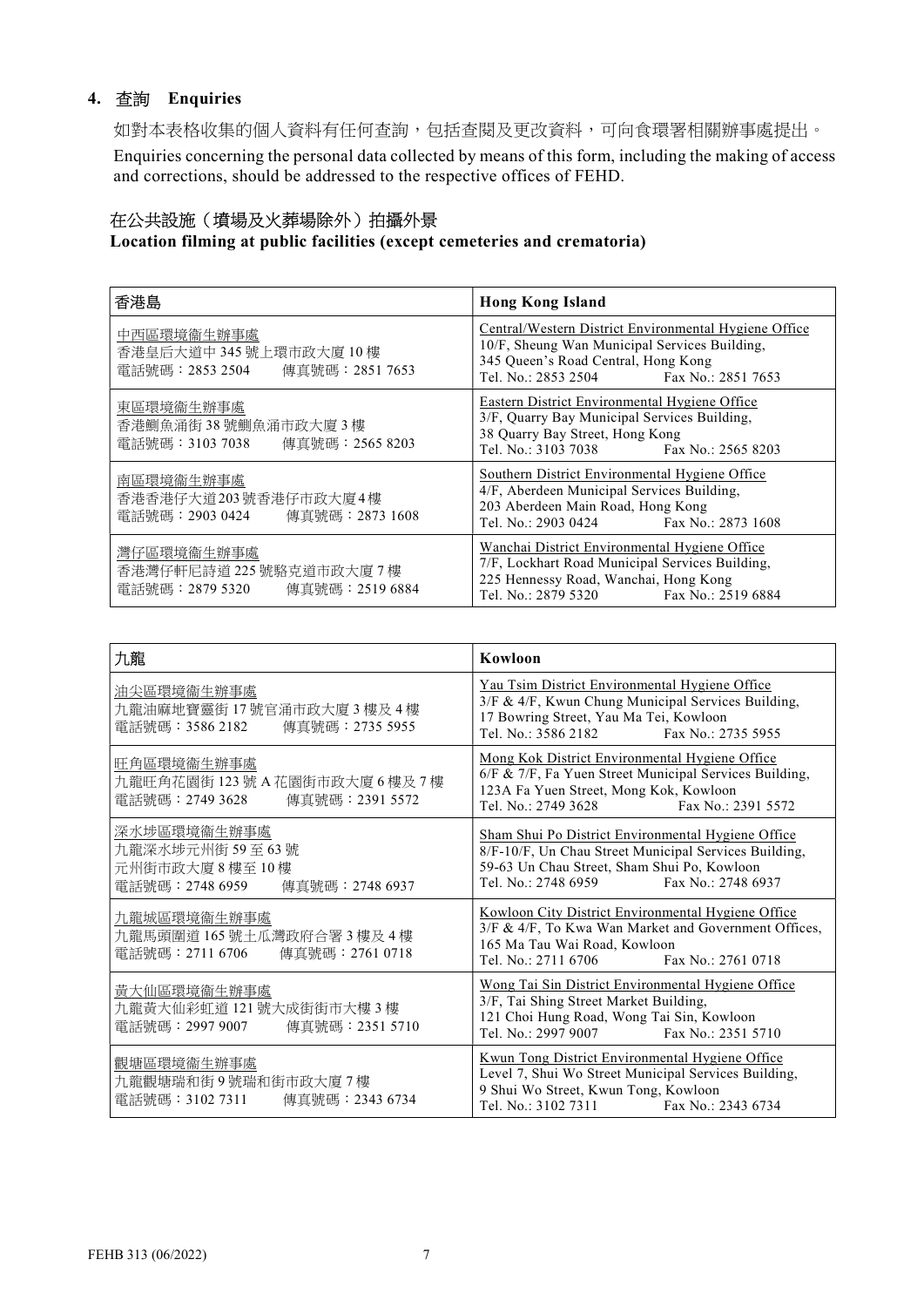## 4. 查詢 Enquiries

如對本表格收集的個人資料有任何查詢，包括查閱及更改資料，可向食環署相關辦事處提出。

Enquiries concerning the personal data collected by means of this form, including the making of access and corrections, should be addressed to the respective offices of FEHD.

### 在公共設施（墳場及火葬場除外）拍攝外景

### Location filming at public facilities (except cemeteries and crematoria)

| 香港島 | Hong Kong Island |
|---|---|
| 中西區環境衞生辦事處<br>香港皇后大道中 345 號上環市政大廈 10 樓<br>電話號碼：2853 2504　傳真號碼：2851 7653 | Central/Western District Environmental Hygiene Office<br>10/F, Sheung Wan Municipal Services Building,<br>345 Queen's Road Central, Hong Kong<br>Tel. No.: 2853 2504　Fax No.: 2851 7653 |
| 東區環境衞生辦事處<br>香港鰂魚涌街 38 號鰂魚涌市政大廈 3 樓<br>電話號碼：3103 7038　傳真號碼：2565 8203 | Eastern District Environmental Hygiene Office<br>3/F, Quarry Bay Municipal Services Building,<br>38 Quarry Bay Street, Hong Kong<br>Tel. No.: 3103 7038　Fax No.: 2565 8203 |
| 南區環境衞生辦事處<br>香港香港仔大道203號香港仔市政大廈4樓<br>電話號碼：2903 0424　傳真號碼：2873 1608 | Southern District Environmental Hygiene Office<br>4/F, Aberdeen Municipal Services Building,<br>203 Aberdeen Main Road, Hong Kong<br>Tel. No.: 2903 0424　Fax No.: 2873 1608 |
| 灣仔區環境衞生辦事處<br>香港灣仔軒尼詩道 225 號駱克道市政大廈 7 樓<br>電話號碼：2879 5320　傳真號碼：2519 6884 | Wanchai District Environmental Hygiene Office<br>7/F, Lockhart Road Municipal Services Building,<br>225 Hennessy Road, Wanchai, Hong Kong<br>Tel. No.: 2879 5320　Fax No.: 2519 6884 |

| 九龍 | Kowloon |
|---|---|
| 油尖區環境衞生辦事處<br>九龍油麻地寶靈街 17 號官涌市政大廈 3 樓及 4 樓<br>電話號碼：3586 2182　傳真號碼：2735 5955 | Yau Tsim District Environmental Hygiene Office<br>3/F & 4/F, Kwun Chung Municipal Services Building,<br>17 Bowring Street, Yau Ma Tei, Kowloon<br>Tel. No.: 3586 2182　Fax No.: 2735 5955 |
| 旺角區環境衞生辦事處<br>九龍旺角花園街 123 號 A 花園街市政大廈 6 樓及 7 樓<br>電話號碼：2749 3628　傳真號碼：2391 5572 | Mong Kok District Environmental Hygiene Office<br>6/F & 7/F, Fa Yuen Street Municipal Services Building,<br>123A Fa Yuen Street, Mong Kok, Kowloon<br>Tel. No.: 2749 3628　Fax No.: 2391 5572 |
| 深水埗區環境衞生辦事處<br>九龍深水埗元州街 59 至 63 號<br>元州街市政大廈 8 樓至 10 樓<br>電話號碼：2748 6959　傳真號碼：2748 6937 | Sham Shui Po District Environmental Hygiene Office<br>8/F-10/F, Un Chau Street Municipal Services Building,<br>59-63 Un Chau Street, Sham Shui Po, Kowloon<br>Tel. No.: 2748 6959　Fax No.: 2748 6937 |
| 九龍城區環境衞生辦事處<br>九龍馬頭圍道 165 號土瓜灣政府合署 3 樓及 4 樓<br>電話號碼：2711 6706　傳真號碼：2761 0718 | Kowloon City District Environmental Hygiene Office<br>3/F & 4/F, To Kwa Wan Market and Government Offices,<br>165 Ma Tau Wai Road, Kowloon<br>Tel. No.: 2711 6706　Fax No.: 2761 0718 |
| 黃大仙區環境衞生辦事處<br>九龍黃大仙彩虹道 121 號大成街街市大樓 3 樓<br>電話號碼：2997 9007　傳真號碼：2351 5710 | Wong Tai Sin District Environmental Hygiene Office<br>3/F, Tai Shing Street Market Building,<br>121 Choi Hung Road, Wong Tai Sin, Kowloon<br>Tel. No.: 2997 9007　Fax No.: 2351 5710 |
| 觀塘區環境衞生辦事處<br>九龍觀塘瑞和街 9 號瑞和街市政大廈 7 樓<br>電話號碼：3102 7311　傳真號碼：2343 6734 | Kwun Tong District Environmental Hygiene Office<br>Level 7, Shui Wo Street Municipal Services Building,<br>9 Shui Wo Street, Kwun Tong, Kowloon<br>Tel. No.: 3102 7311　Fax No.: 2343 6734 |

FEHB 313 (06/2022)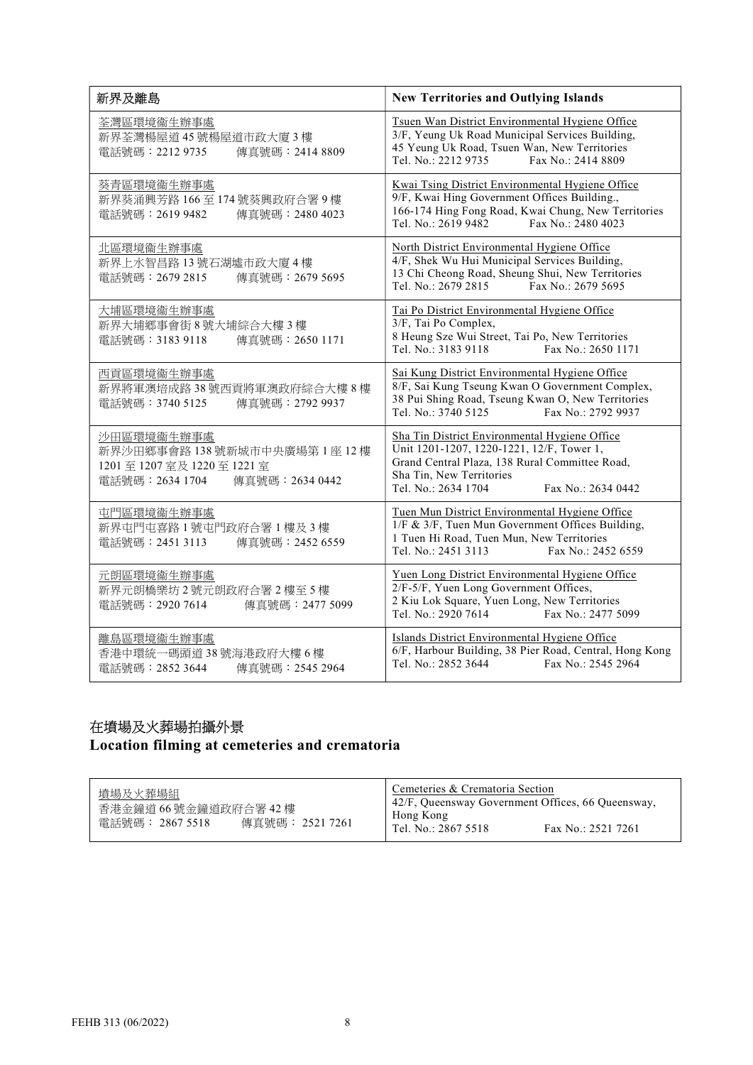| 新界及離島 | New Territories and Outlying Islands |
| --- | --- |
| 荃灣區環境衞生辦事處<br>新界荃灣楊屋道 45 號楊屋道市政大廈 3 樓<br>電話號碼：2212 9735　　傳真號碼：2414 8809 | Tsuen Wan District Environmental Hygiene Office<br>3/F, Yeung Uk Road Municipal Services Building,<br>45 Yeung Uk Road, Tsuen Wan, New Territories<br>Tel. No.: 2212 9735　　Fax No.: 2414 8809 |
| 葵青區環境衞生辦事處<br>新界葵涌興芳路 166 至 174 號葵興政府合署 9 樓<br>電話號碼：2619 9482　　傳真號碼：2480 4023 | Kwai Tsing District Environmental Hygiene Office<br>9/F, Kwai Hing Government Offices Building.,<br>166-174 Hing Fong Road, Kwai Chung, New Territories<br>Tel. No.: 2619 9482　　Fax No.: 2480 4023 |
| 北區環境衞生辦事處<br>新界上水智昌路 13 號石湖墟市政大廈 4 樓<br>電話號碼：2679 2815　　傳真號碼：2679 5695 | North District Environmental Hygiene Office<br>4/F, Shek Wu Hui Municipal Services Building,<br>13 Chi Cheong Road, Sheung Shui, New Territories<br>Tel. No.: 2679 2815　　Fax No.: 2679 5695 |
| 大埔區環境衞生辦事處<br>新界大埔鄉事會街 8 號大埔綜合大樓 3 樓<br>電話號碼：3183 9118　　傳真號碼：2650 1171 | Tai Po District Environmental Hygiene Office<br>3/F, Tai Po Complex,<br>8 Heung Sze Wui Street, Tai Po, New Territories<br>Tel. No.: 3183 9118　　Fax No.: 2650 1171 |
| 西貢區環境衞生辦事處<br>新界將軍澳培成路 38 號西貢將軍澳政府綜合大樓 8 樓<br>電話號碼：3740 5125　　傳真號碼：2792 9937 | Sai Kung District Environmental Hygiene Office<br>8/F, Sai Kung Tseung Kwan O Government Complex,<br>38 Pui Shing Road, Tseung Kwan O, New Territories<br>Tel. No.: 3740 5125　　Fax No.: 2792 9937 |
| 沙田區環境衞生辦事處<br>新界沙田鄉事會路 138 號新城市中央廣場第 1 座 12 樓 1201 至 1207 室及 1220 至 1221 室<br>電話號碼：2634 1704　　傳真號碼：2634 0442 | Sha Tin District Environmental Hygiene Office<br>Unit 1201-1207, 1220-1221, 12/F, Tower 1,<br>Grand Central Plaza, 138 Rural Committee Road,<br>Sha Tin, New Territories<br>Tel. No.: 2634 1704　　Fax No.: 2634 0442 |
| 屯門區環境衞生辦事處<br>新界屯門屯喜路 1 號屯門政府合署 1 樓及 3 樓<br>電話號碼：2451 3113　　傳真號碼：2452 6559 | Tuen Mun District Environmental Hygiene Office<br>1/F & 3/F, Tuen Mun Government Offices Building,<br>1 Tuen Hi Road, Tuen Mun, New Territories<br>Tel. No.: 2451 3113　　Fax No.: 2452 6559 |
| 元朗區環境衞生辦事處<br>新界元朗橋樂坊 2 號元朗政府合署 2 樓至 5 樓<br>電話號碼：2920 7614　　傳真號碼：2477 5099 | Yuen Long District Environmental Hygiene Office<br>2/F-5/F, Yuen Long Government Offices,<br>2 Kiu Lok Square, Yuen Long, New Territories<br>Tel. No.: 2920 7614　　Fax No.: 2477 5099 |
| 離島區環境衞生辦事處<br>香港中環統一碼頭道 38 號海港政府大樓 6 樓<br>電話號碼：2852 3644　　傳真號碼：2545 2964 | Islands District Environmental Hygiene Office<br>6/F, Harbour Building, 38 Pier Road, Central, Hong Kong<br>Tel. No.: 2852 3644　　Fax No.: 2545 2964 |

## 在墳場及火葬場拍攝外景
## Location filming at cemeteries and crematoria

| | |
| --- | --- |
| 墳場及火葬場組<br>香港金鐘道 66 號金鐘道政府合署 42 樓<br>電話號碼： 2867 5518　　傳真號碼： 2521 7261 | Cemeteries & Crematoria Section<br>42/F, Queensway Government Offices, 66 Queensway, Hong Kong<br>Tel. No.: 2867 5518　　Fax No.: 2521 7261 |

FEHB 313 (06/2022)